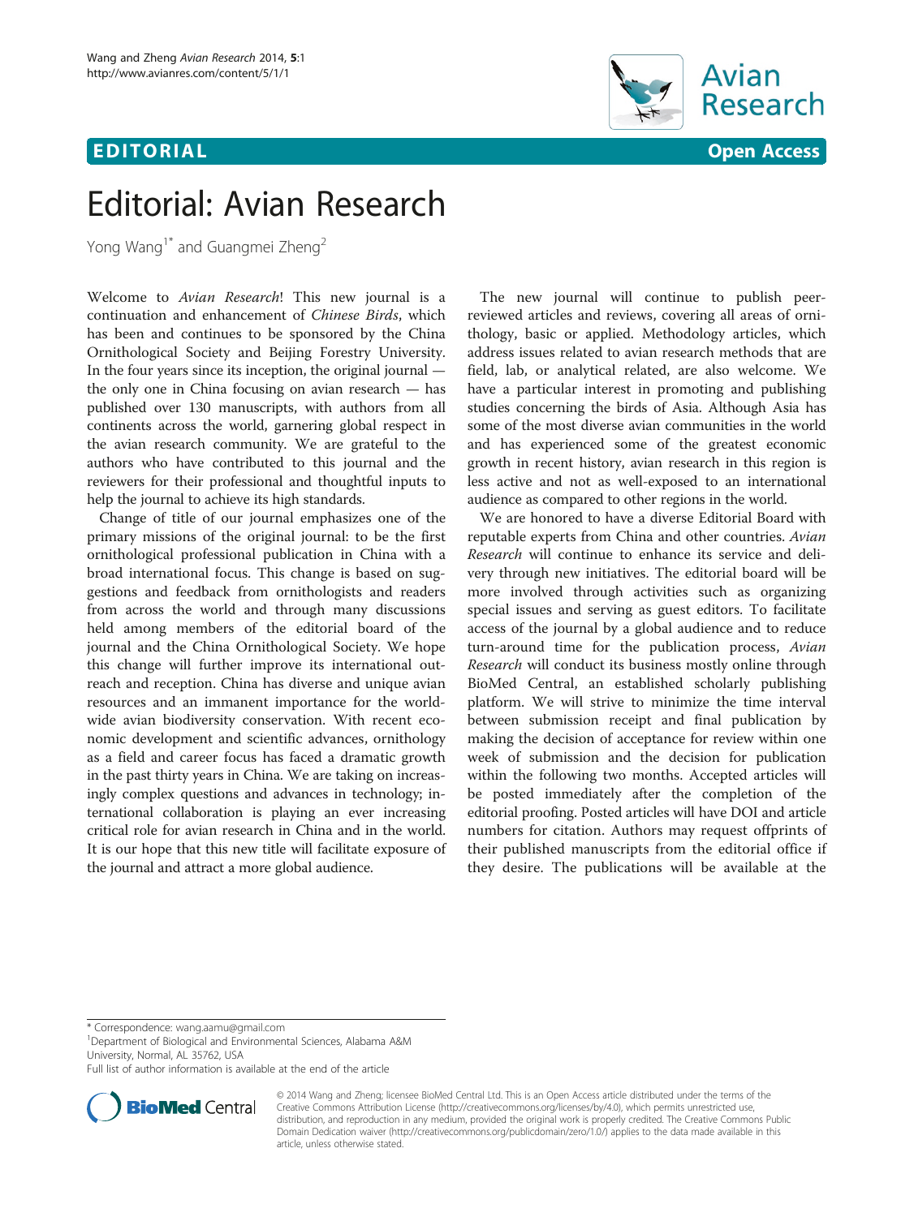**EDITORIAL** **Open Access**

# Editorial: Avian Research

Yong Wang[1*] and Guangmei Zheng[2]

Welcome to *Avian Research*! This new journal is a continuation and enhancement of *Chinese Birds*, which has been and continues to be sponsored by the China Ornithological Society and Beijing Forestry University. In the four years since its inception, the original journal — the only one in China focusing on avian research — has published over 130 manuscripts, with authors from all continents across the world, garnering global respect in the avian research community. We are grateful to the authors who have contributed to this journal and the reviewers for their professional and thoughtful inputs to help the journal to achieve its high standards.

Change of title of our journal emphasizes one of the primary missions of the original journal: to be the first ornithological professional publication in China with a broad international focus. This change is based on suggestions and feedback from ornithologists and readers from across the world and through many discussions held among members of the editorial board of the journal and the China Ornithological Society. We hope this change will further improve its international outreach and reception. China has diverse and unique avian resources and an immanent importance for the worldwide avian biodiversity conservation. With recent economic development and scientific advances, ornithology as a field and career focus has faced a dramatic growth in the past thirty years in China. We are taking on increasingly complex questions and advances in technology; international collaboration is playing an ever increasing critical role for avian research in China and in the world. It is our hope that this new title will facilitate exposure of the journal and attract a more global audience.

The new journal will continue to publish peer-reviewed articles and reviews, covering all areas of ornithology, basic or applied. Methodology articles, which address issues related to avian research methods that are field, lab, or analytical related, are also welcome. We have a particular interest in promoting and publishing studies concerning the birds of Asia. Although Asia has some of the most diverse avian communities in the world and has experienced some of the greatest economic growth in recent history, avian research in this region is less active and not as well-exposed to an international audience as compared to other regions in the world.

We are honored to have a diverse Editorial Board with reputable experts from China and other countries. *Avian Research* will continue to enhance its service and delivery through new initiatives. The editorial board will be more involved through activities such as organizing special issues and serving as guest editors. To facilitate access of the journal by a global audience and to reduce turn-around time for the publication process, *Avian Research* will conduct its business mostly online through BioMed Central, an established scholarly publishing platform. We will strive to minimize the time interval between submission receipt and final publication by making the decision of acceptance for review within one week of submission and the decision for publication within the following two months. Accepted articles will be posted immediately after the completion of the editorial proofing. Posted articles will have DOI and article numbers for citation. Authors may request offprints of their published manuscripts from the editorial office if they desire. The publications will be available at the

\* Correspondence: wang.aamu@gmail.com
[1]Department of Biological and Environmental Sciences, Alabama A&M University, Normal, AL 35762, USA
Full list of author information is available at the end of the article

© 2014 Wang and Zheng; licensee BioMed Central Ltd. This is an Open Access article distributed under the terms of the Creative Commons Attribution License (http://creativecommons.org/licenses/by/4.0), which permits unrestricted use, distribution, and reproduction in any medium, provided the original work is properly credited. The Creative Commons Public Domain Dedication waiver (http://creativecommons.org/publicdomain/zero/1.0/) applies to the data made available in this article, unless otherwise stated.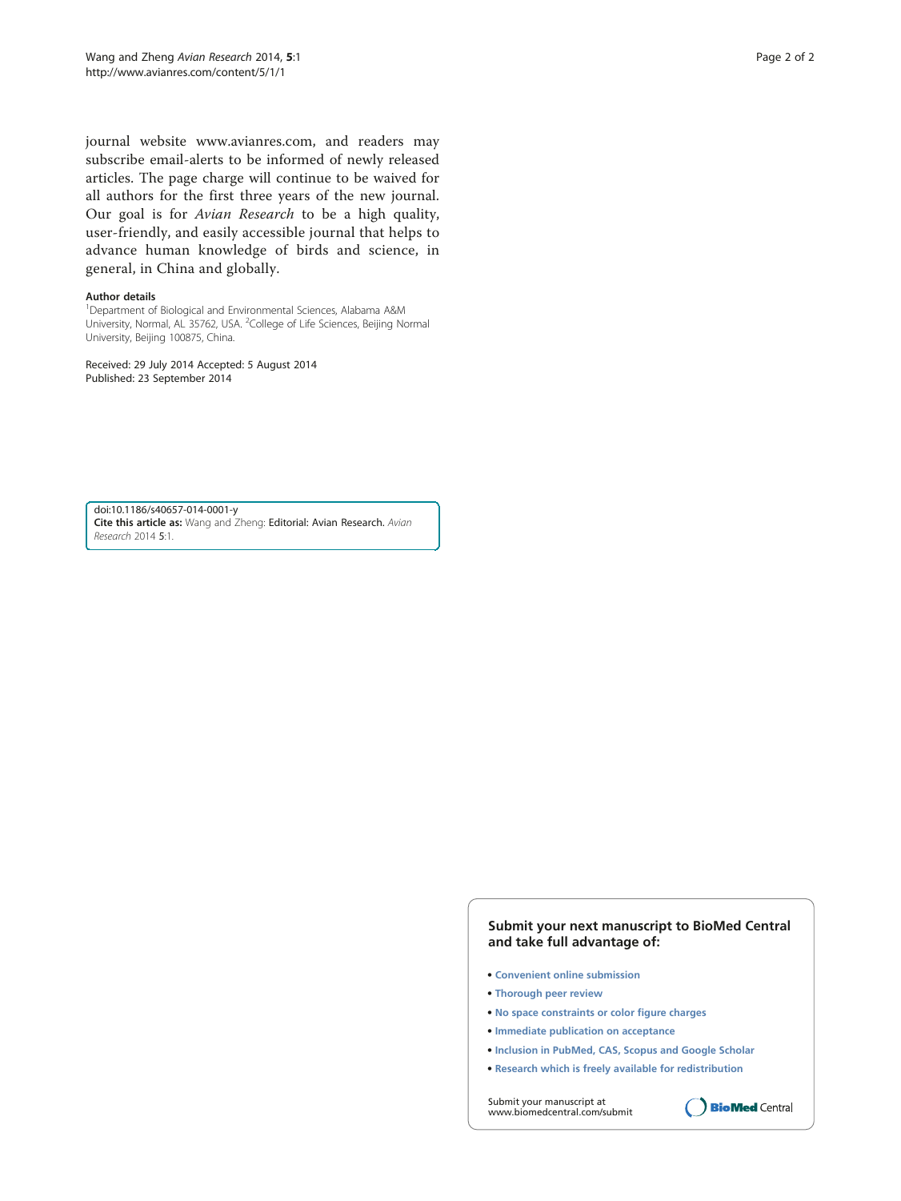journal website www.avianres.com, and readers may subscribe email-alerts to be informed of newly released articles. The page charge will continue to be waived for all authors for the first three years of the new journal. Our goal is for *Avian Research* to be a high quality, user-friendly, and easily accessible journal that helps to advance human knowledge of birds and science, in general, in China and globally.

**Author details**
[1]Department of Biological and Environmental Sciences, Alabama A&M University, Normal, AL 35762, USA. [2]College of Life Sciences, Beijing Normal University, Beijing 100875, China.

Received: 29 July 2014 Accepted: 5 August 2014
Published: 23 September 2014

doi:10.1186/s40657-014-0001-y
**Cite this article as:** Wang and Zheng: Editorial: Avian Research. *Avian Research* 2014 **5**:1.

**Submit your next manuscript to BioMed Central and take full advantage of:**

- **Convenient online submission**
- **Thorough peer review**
- **No space constraints or color figure charges**
- **Immediate publication on acceptance**
- **Inclusion in PubMed, CAS, Scopus and Google Scholar**
- **Research which is freely available for redistribution**

Submit your manuscript at
www.biomedcentral.com/submit

BioMed Central